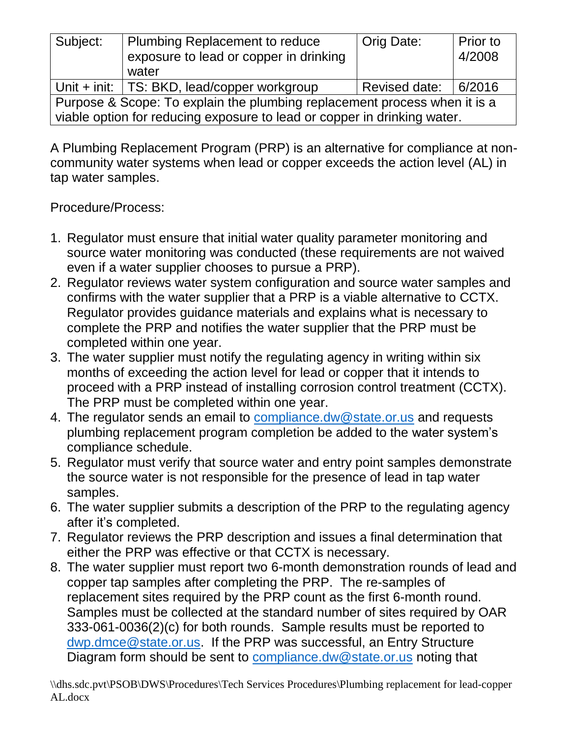| Subject: | Plumbing Replacement to reduce exposure to lead or copper in drinking water | Orig Date: | Prior to 4/2008 |
|---|---|---|---|
| Unit + init: | TS: BKD, lead/copper workgroup | Revised date: | 6/2016 |
| Purpose & Scope: To explain the plumbing replacement process when it is a viable option for reducing exposure to lead or copper in drinking water. | | | |

A Plumbing Replacement Program (PRP) is an alternative for compliance at non-community water systems when lead or copper exceeds the action level (AL) in tap water samples.

Procedure/Process:

1. Regulator must ensure that initial water quality parameter monitoring and source water monitoring was conducted (these requirements are not waived even if a water supplier chooses to pursue a PRP).
2. Regulator reviews water system configuration and source water samples and confirms with the water supplier that a PRP is a viable alternative to CCTX. Regulator provides guidance materials and explains what is necessary to complete the PRP and notifies the water supplier that the PRP must be completed within one year.
3. The water supplier must notify the regulating agency in writing within six months of exceeding the action level for lead or copper that it intends to proceed with a PRP instead of installing corrosion control treatment (CCTX). The PRP must be completed within one year.
4. The regulator sends an email to compliance.dw@state.or.us and requests plumbing replacement program completion be added to the water system's compliance schedule.
5. Regulator must verify that source water and entry point samples demonstrate the source water is not responsible for the presence of lead in tap water samples.
6. The water supplier submits a description of the PRP to the regulating agency after it's completed.
7. Regulator reviews the PRP description and issues a final determination that either the PRP was effective or that CCTX is necessary.
8. The water supplier must report two 6-month demonstration rounds of lead and copper tap samples after completing the PRP. The re-samples of replacement sites required by the PRP count as the first 6-month round. Samples must be collected at the standard number of sites required by OAR 333-061-0036(2)(c) for both rounds. Sample results must be reported to dwp.dmce@state.or.us. If the PRP was successful, an Entry Structure Diagram form should be sent to compliance.dw@state.or.us noting that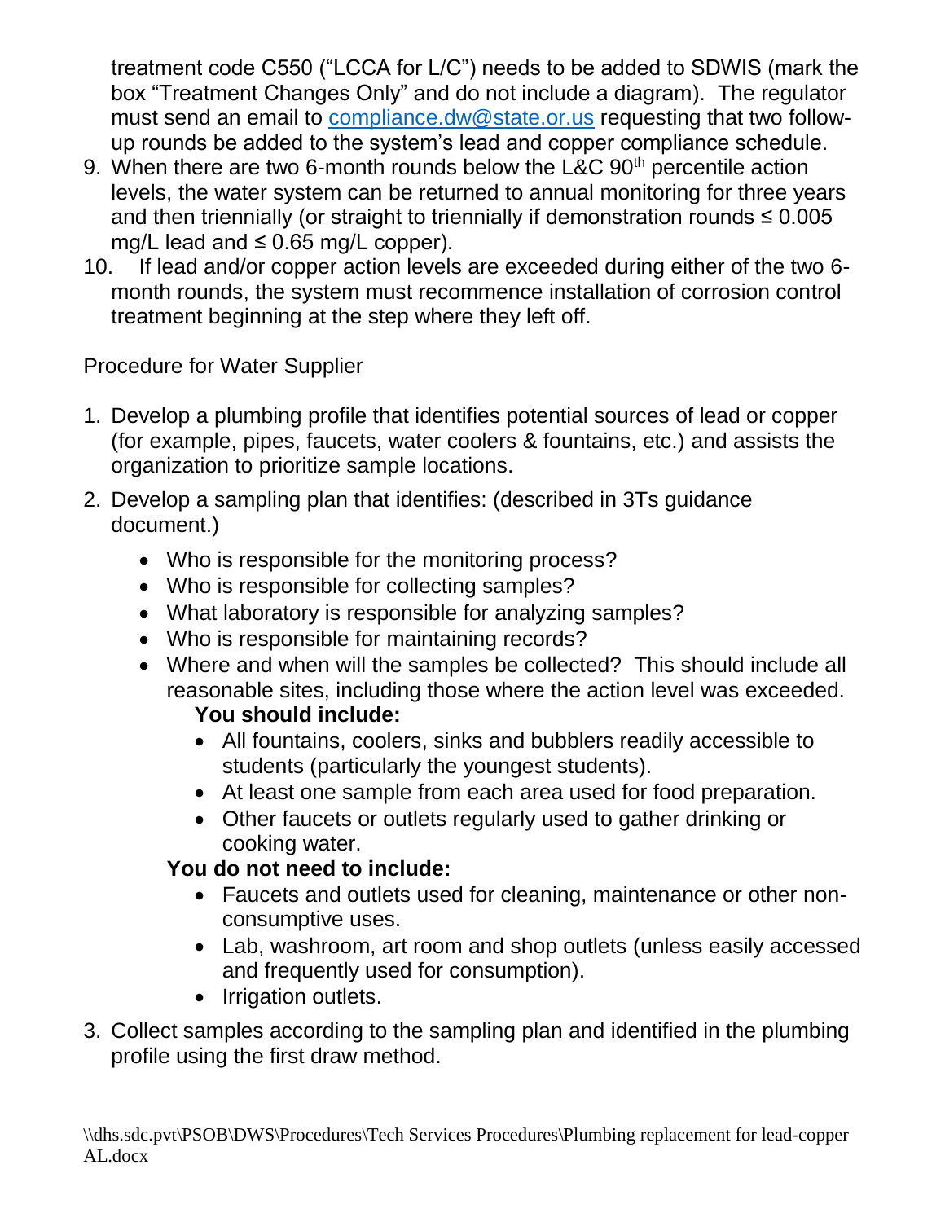treatment code C550 ("LCCA for L/C") needs to be added to SDWIS (mark the box "Treatment Changes Only" and do not include a diagram). The regulator must send an email to [compliance.dw@state.or.us](mailto:compliance.dw@state.or.us) requesting that two follow-up rounds be added to the system's lead and copper compliance schedule.

9. When there are two 6-month rounds below the L&C 90$^{th}$ percentile action levels, the water system can be returned to annual monitoring for three years and then triennially (or straight to triennially if demonstration rounds ≤ 0.005 mg/L lead and ≤ 0.65 mg/L copper).
10. If lead and/or copper action levels are exceeded during either of the two 6-month rounds, the system must recommence installation of corrosion control treatment beginning at the step where they left off.

Procedure for Water Supplier

1. Develop a plumbing profile that identifies potential sources of lead or copper (for example, pipes, faucets, water coolers & fountains, etc.) and assists the organization to prioritize sample locations.
2. Develop a sampling plan that identifies: (described in 3Ts guidance document.)
   - Who is responsible for the monitoring process?
   - Who is responsible for collecting samples?
   - What laboratory is responsible for analyzing samples?
   - Who is responsible for maintaining records?
   - Where and when will the samples be collected? This should include all reasonable sites, including those where the action level was exceeded.
     **You should include:**
     - All fountains, coolers, sinks and bubblers readily accessible to students (particularly the youngest students).
     - At least one sample from each area used for food preparation.
     - Other faucets or outlets regularly used to gather drinking or cooking water.

     **You do not need to include:**
     - Faucets and outlets used for cleaning, maintenance or other non-consumptive uses.
     - Lab, washroom, art room and shop outlets (unless easily accessed and frequently used for consumption).
     - Irrigation outlets.
3. Collect samples according to the sampling plan and identified in the plumbing profile using the first draw method.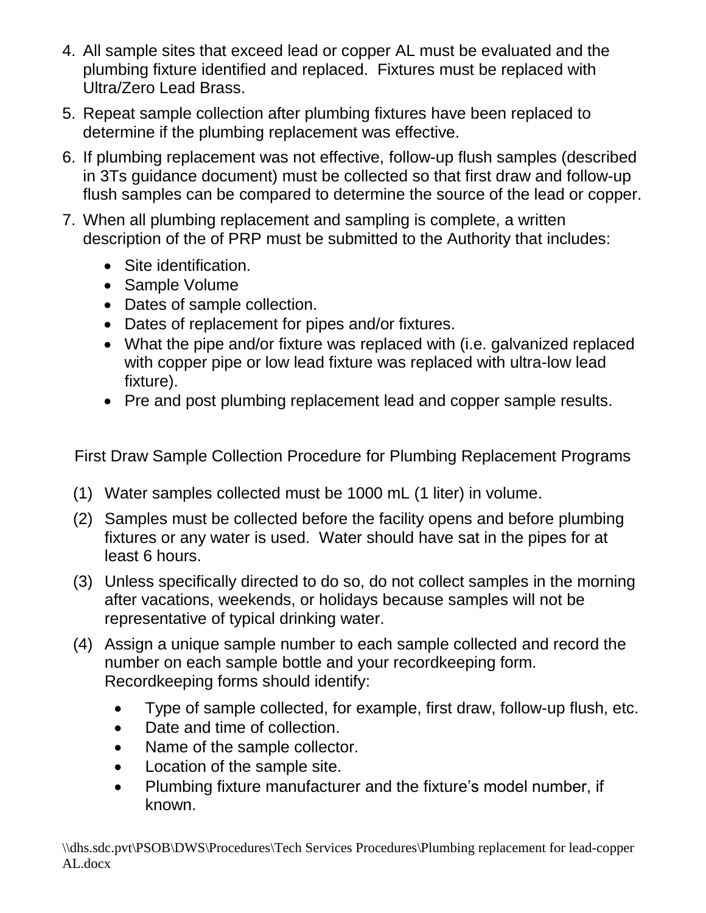4. All sample sites that exceed lead or copper AL must be evaluated and the plumbing fixture identified and replaced. Fixtures must be replaced with Ultra/Zero Lead Brass.
5. Repeat sample collection after plumbing fixtures have been replaced to determine if the plumbing replacement was effective.
6. If plumbing replacement was not effective, follow-up flush samples (described in 3Ts guidance document) must be collected so that first draw and follow-up flush samples can be compared to determine the source of the lead or copper.
7. When all plumbing replacement and sampling is complete, a written description of the of PRP must be submitted to the Authority that includes:
   - Site identification.
   - Sample Volume
   - Dates of sample collection.
   - Dates of replacement for pipes and/or fixtures.
   - What the pipe and/or fixture was replaced with (i.e. galvanized replaced with copper pipe or low lead fixture was replaced with ultra-low lead fixture).
   - Pre and post plumbing replacement lead and copper sample results.

First Draw Sample Collection Procedure for Plumbing Replacement Programs

(1) Water samples collected must be 1000 mL (1 liter) in volume.

(2) Samples must be collected before the facility opens and before plumbing fixtures or any water is used. Water should have sat in the pipes for at least 6 hours.

(3) Unless specifically directed to do so, do not collect samples in the morning after vacations, weekends, or holidays because samples will not be representative of typical drinking water.

(4) Assign a unique sample number to each sample collected and record the number on each sample bottle and your recordkeeping form. Recordkeeping forms should identify:

- Type of sample collected, for example, first draw, follow-up flush, etc.
- Date and time of collection.
- Name of the sample collector.
- Location of the sample site.
- Plumbing fixture manufacturer and the fixture's model number, if known.